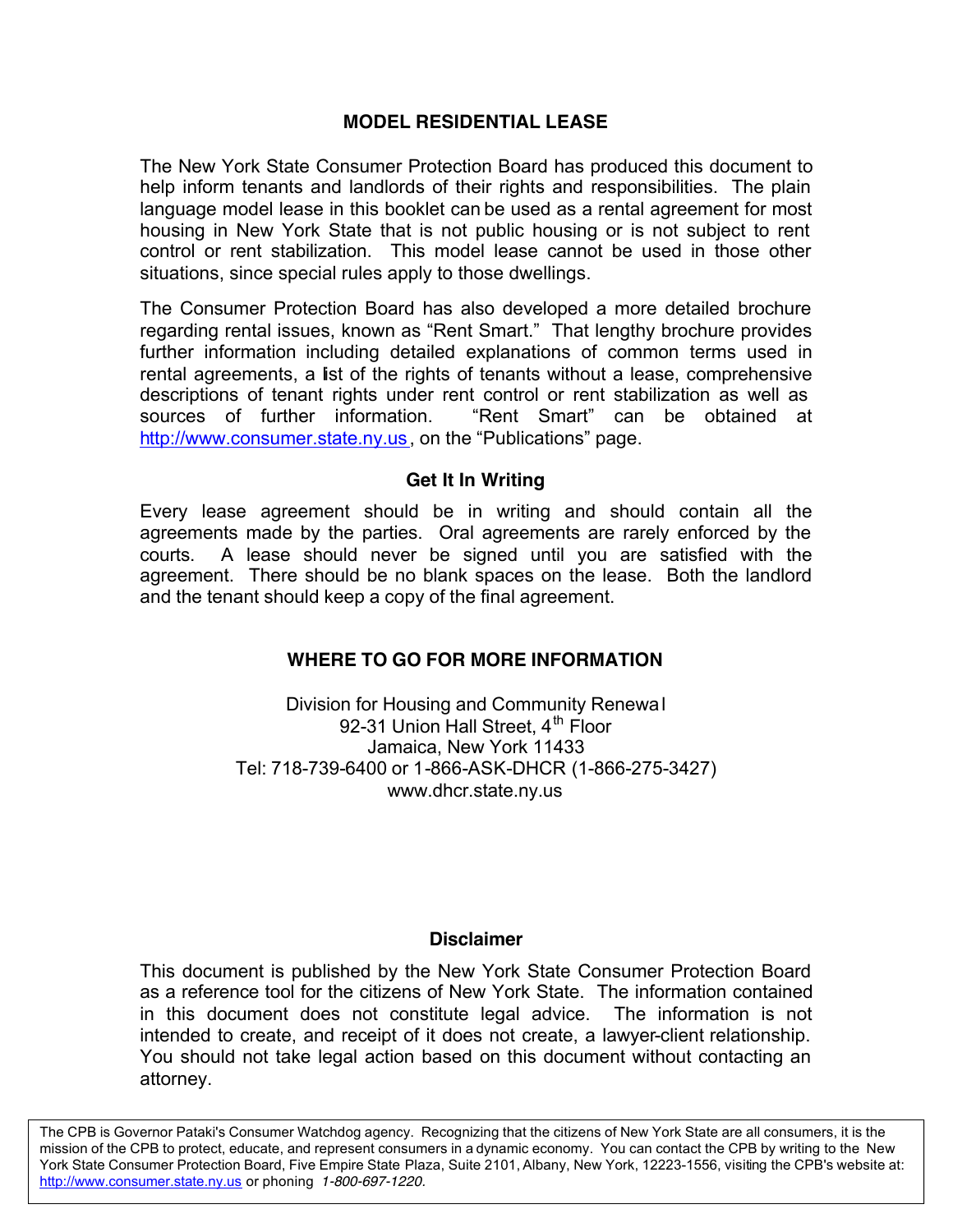# MODEL RESIDENTIAL LEASE

The New York State Consumer Protection Board has produced this document to help inform tenants and landlords of their rights and responsibilities. The plain language model lease in this booklet can be used as a rental agreement for most housing in New York State that is not public housing or is not subject to rent control or rent stabilization. This model lease cannot be used in those other situations, since special rules apply to those dwellings.

The Consumer Protection Board has also developed a more detailed brochure regarding rental issues, known as "Rent Smart." That lengthy brochure provides further information including detailed explanations of common terms used in rental agreements, a list of the rights of tenants without a lease, comprehensive descriptions of tenant rights under rent control or rent stabilization as well as sources of further information. "Rent Smart" can be obtained at http://www.consumer.state.ny.us, on the "Publications" page.

## Get It In Writing

Every lease agreement should be in writing and should contain all the agreements made by the parties. Oral agreements are rarely enforced by the courts. A lease should never be signed until you are satisfied with the agreement. There should be no blank spaces on the lease. Both the landlord and the tenant should keep a copy of the final agreement.

## WHERE TO GO FOR MORE INFORMATION

Division for Housing and Community Renewal
92-31 Union Hall Street, 4th Floor
Jamaica, New York 11433
Tel: 718-739-6400 or 1-866-ASK-DHCR (1-866-275-3427)
www.dhcr.state.ny.us

## Disclaimer

This document is published by the New York State Consumer Protection Board as a reference tool for the citizens of New York State. The information contained in this document does not constitute legal advice. The information is not intended to create, and receipt of it does not create, a lawyer-client relationship. You should not take legal action based on this document without contacting an attorney.

The CPB is Governor Pataki's Consumer Watchdog agency. Recognizing that the citizens of New York State are all consumers, it is the mission of the CPB to protect, educate, and represent consumers in a dynamic economy. You can contact the CPB by writing to the New York State Consumer Protection Board, Five Empire State Plaza, Suite 2101, Albany, New York, 12223-1556, visiting the CPB's website at: http://www.consumer.state.ny.us or phoning *1-800-697-1220.*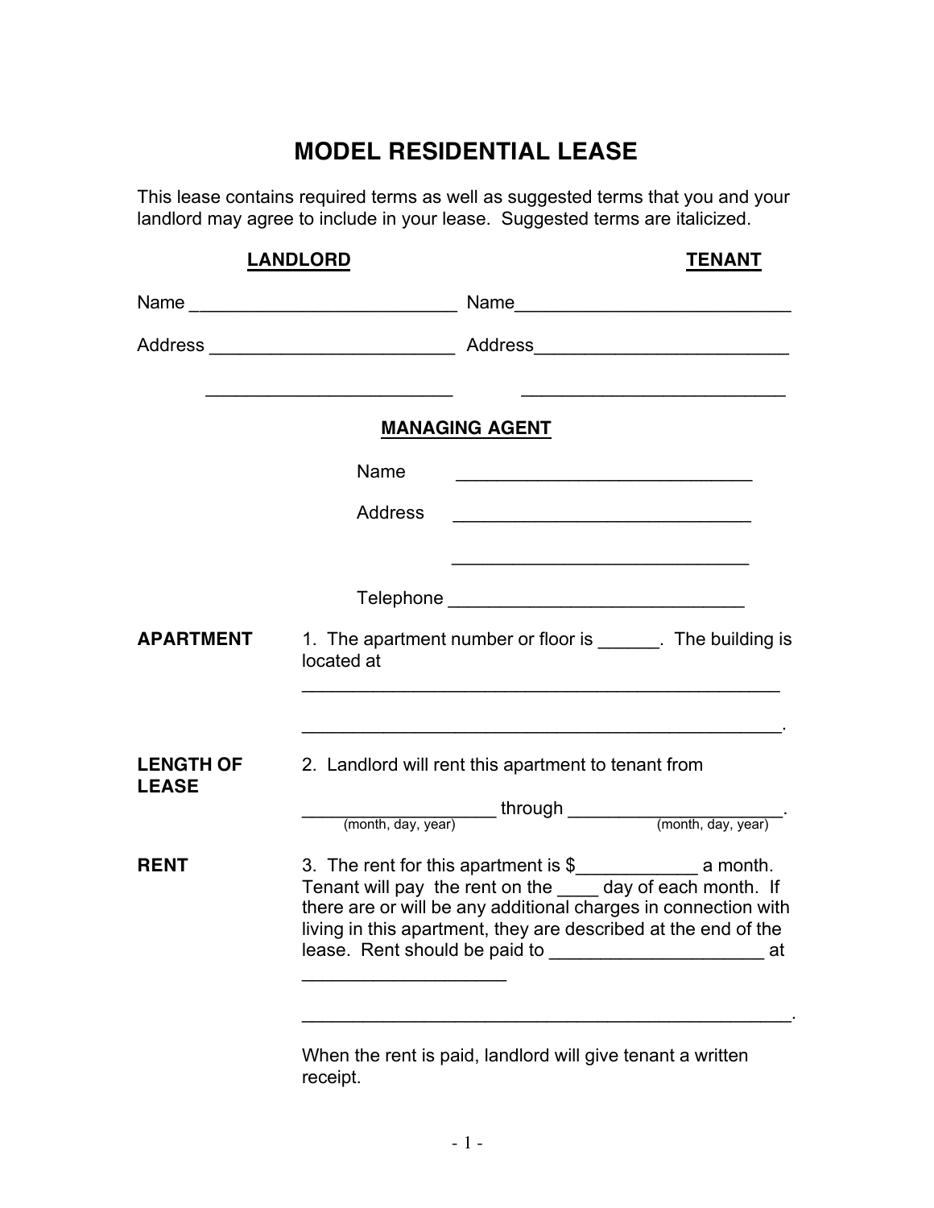# MODEL RESIDENTIAL LEASE

This lease contains required terms as well as suggested terms that you and your landlord may agree to include in your lease. Suggested terms are italicized.

| **LANDLORD** | **TENANT** |
|---|---|
| Name ___________________________ | Name____________________________ |
| Address _________________________ | Address__________________________ |
| _________________________ | ___________________________ |

**MANAGING AGENT**

Name ______________________________

Address ______________________________

______________________________

Telephone ______________________________

**APARTMENT** 1. The apartment number or floor is ______. The building is located at

_________________________________________________

_________________________________________________.

**LENGTH OF LEASE** 2. Landlord will rent this apartment to tenant from

___________________ through ______________________.
(month, day, year) (month, day, year)

**RENT** 3. The rent for this apartment is $____________ a month. Tenant will pay the rent on the ____ day of each month. If there are or will be any additional charges in connection with living in this apartment, they are described at the end of the lease. Rent should be paid to _____________________ at ____________________

_________________________________________________.

When the rent is paid, landlord will give tenant a written receipt.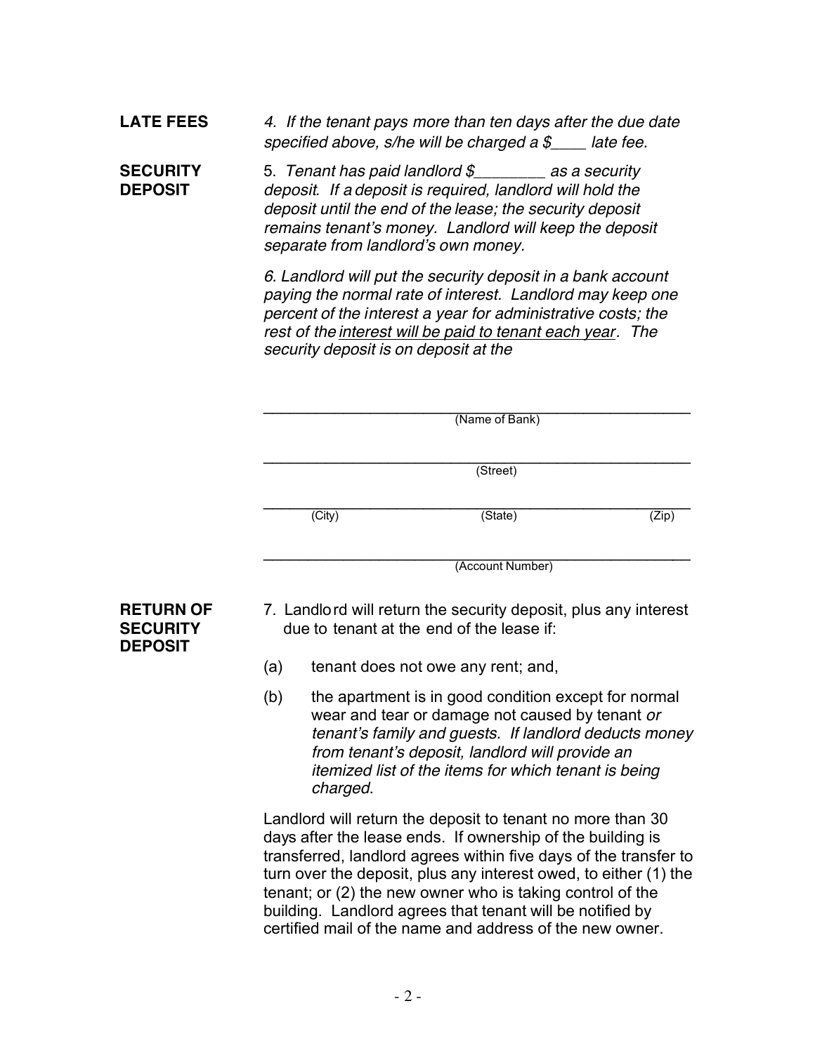**LATE FEES**

*4. If the tenant pays more than ten days after the due date specified above, s/he will be charged a $____ late fee.*

**SECURITY DEPOSIT**

5. *Tenant has paid landlord $________ as a security deposit. If a deposit is required, landlord will hold the deposit until the end of the lease; the security deposit remains tenant's money. Landlord will keep the deposit separate from landlord's own money.*

*6. Landlord will put the security deposit in a bank account paying the normal rate of interest. Landlord may keep one percent of the interest a year for administrative costs; the rest of the interest will be paid to tenant each year. The security deposit is on deposit at the*

______________________________________________________
(Name of Bank)

______________________________________________________
(Street)

______________________________________________________
(City) (State) (Zip)

______________________________________________________
(Account Number)

**RETURN OF SECURITY DEPOSIT**

7. Landlord will return the security deposit, plus any interest due to tenant at the end of the lease if:

(a) tenant does not owe any rent; and,

(b) the apartment is in good condition except for normal wear and tear or damage not caused by tenant *or tenant's family and guests. If landlord deducts money from tenant's deposit, landlord will provide an itemized list of the items for which tenant is being charged*.

Landlord will return the deposit to tenant no more than 30 days after the lease ends. If ownership of the building is transferred, landlord agrees within five days of the transfer to turn over the deposit, plus any interest owed, to either (1) the tenant; or (2) the new owner who is taking control of the building. Landlord agrees that tenant will be notified by certified mail of the name and address of the new owner.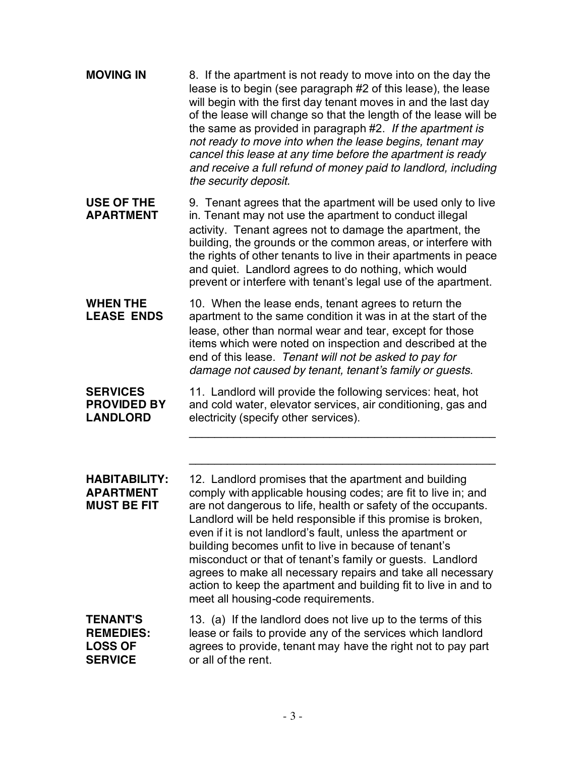**MOVING IN**

8. If the apartment is not ready to move into on the day the lease is to begin (see paragraph #2 of this lease), the lease will begin with the first day tenant moves in and the last day of the lease will change so that the length of the lease will be the same as provided in paragraph #2. *If the apartment is not ready to move into when the lease begins, tenant may cancel this lease at any time before the apartment is ready and receive a full refund of money paid to landlord, including the security deposit.*

**USE OF THE APARTMENT**

9. Tenant agrees that the apartment will be used only to live in. Tenant may not use the apartment to conduct illegal activity. Tenant agrees not to damage the apartment, the building, the grounds or the common areas, or interfere with the rights of other tenants to live in their apartments in peace and quiet. Landlord agrees to do nothing, which would prevent or interfere with tenant's legal use of the apartment.

**WHEN THE LEASE ENDS**

10. When the lease ends, tenant agrees to return the apartment to the same condition it was in at the start of the lease, other than normal wear and tear, except for those items which were noted on inspection and described at the end of this lease. *Tenant will not be asked to pay for damage not caused by tenant, tenant's family or guests*.

**SERVICES PROVIDED BY LANDLORD**

11. Landlord will provide the following services: heat, hot and cold water, elevator services, air conditioning, gas and electricity (specify other services).

_______________________________________________

_______________________________________________

**HABITABILITY: APARTMENT MUST BE FIT**

12. Landlord promises that the apartment and building comply with applicable housing codes; are fit to live in; and are not dangerous to life, health or safety of the occupants. Landlord will be held responsible if this promise is broken, even if it is not landlord's fault, unless the apartment or building becomes unfit to live in because of tenant's misconduct or that of tenant's family or guests. Landlord agrees to make all necessary repairs and take all necessary action to keep the apartment and building fit to live in and to meet all housing-code requirements.

**TENANT'S REMEDIES: LOSS OF SERVICE**

13. (a) If the landlord does not live up to the terms of this lease or fails to provide any of the services which landlord agrees to provide, tenant may have the right not to pay part or all of the rent.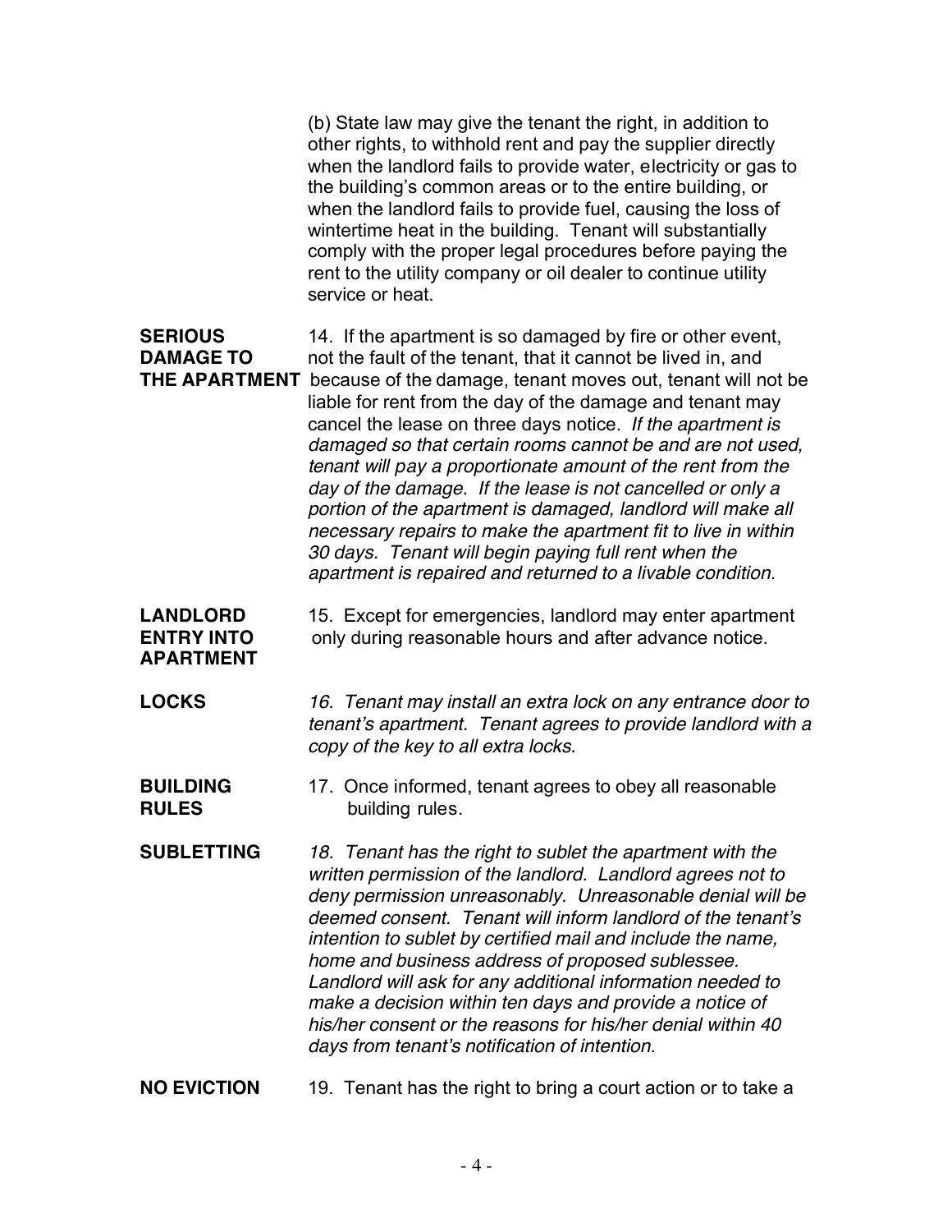(b) State law may give the tenant the right, in addition to other rights, to withhold rent and pay the supplier directly when the landlord fails to provide water, electricity or gas to the building's common areas or to the entire building, or when the landlord fails to provide fuel, causing the loss of wintertime heat in the building. Tenant will substantially comply with the proper legal procedures before paying the rent to the utility company or oil dealer to continue utility service or heat.

**SERIOUS DAMAGE TO THE APARTMENT**

14. If the apartment is so damaged by fire or other event, not the fault of the tenant, that it cannot be lived in, and because of the damage, tenant moves out, tenant will not be liable for rent from the day of the damage and tenant may cancel the lease on three days notice. *If the apartment is damaged so that certain rooms cannot be and are not used, tenant will pay a proportionate amount of the rent from the day of the damage. If the lease is not cancelled or only a portion of the apartment is damaged, landlord will make all necessary repairs to make the apartment fit to live in within 30 days. Tenant will begin paying full rent when the apartment is repaired and returned to a livable condition.*

**LANDLORD ENTRY INTO APARTMENT**

15. Except for emergencies, landlord may enter apartment only during reasonable hours and after advance notice.

**LOCKS**

*16. Tenant may install an extra lock on any entrance door to tenant's apartment. Tenant agrees to provide landlord with a copy of the key to all extra locks.*

**BUILDING RULES**

17. Once informed, tenant agrees to obey all reasonable building rules.

**SUBLETTING**

*18. Tenant has the right to sublet the apartment with the written permission of the landlord. Landlord agrees not to deny permission unreasonably. Unreasonable denial will be deemed consent. Tenant will inform landlord of the tenant's intention to sublet by certified mail and include the name, home and business address of proposed sublessee. Landlord will ask for any additional information needed to make a decision within ten days and provide a notice of his/her consent or the reasons for his/her denial within 40 days from tenant's notification of intention.*

**NO EVICTION**

19. Tenant has the right to bring a court action or to take a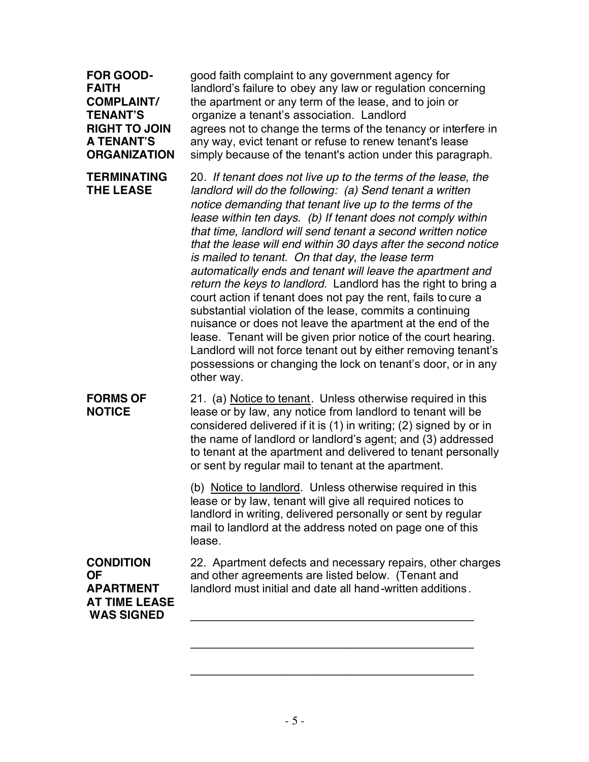**FOR GOOD-FAITH COMPLAINT/ TENANT'S RIGHT TO JOIN A TENANT'S ORGANIZATION**

good faith complaint to any government agency for landlord's failure to obey any law or regulation concerning the apartment or any term of the lease, and to join or organize a tenant's association. Landlord agrees not to change the terms of the tenancy or interfere in any way, evict tenant or refuse to renew tenant's lease simply because of the tenant's action under this paragraph.

**TERMINATING THE LEASE**

20. *If tenant does not live up to the terms of the lease, the landlord will do the following: (a) Send tenant a written notice demanding that tenant live up to the terms of the lease within ten days. (b) If tenant does not comply within that time, landlord will send tenant a second written notice that the lease will end within 30 days after the second notice is mailed to tenant. On that day, the lease term automatically ends and tenant will leave the apartment and return the keys to landlord*. Landlord has the right to bring a court action if tenant does not pay the rent, fails to cure a substantial violation of the lease, commits a continuing nuisance or does not leave the apartment at the end of the lease. Tenant will be given prior notice of the court hearing. Landlord will not force tenant out by either removing tenant's possessions or changing the lock on tenant's door, or in any other way.

**FORMS OF NOTICE**

21. (a) Notice to tenant. Unless otherwise required in this lease or by law, any notice from landlord to tenant will be considered delivered if it is (1) in writing; (2) signed by or in the name of landlord or landlord's agent; and (3) addressed to tenant at the apartment and delivered to tenant personally or sent by regular mail to tenant at the apartment.

(b) Notice to landlord. Unless otherwise required in this lease or by law, tenant will give all required notices to landlord in writing, delivered personally or sent by regular mail to landlord at the address noted on page one of this lease.

**CONDITION OF APARTMENT AT TIME LEASE WAS SIGNED**

22. Apartment defects and necessary repairs, other charges and other agreements are listed below. (Tenant and landlord must initial and date all hand-written additions.

\_\_\_\_\_\_\_\_\_\_\_\_\_\_\_\_\_\_\_\_\_\_\_\_\_\_\_\_\_\_\_\_\_\_\_\_\_\_\_\_\_\_\_\_

\_\_\_\_\_\_\_\_\_\_\_\_\_\_\_\_\_\_\_\_\_\_\_\_\_\_\_\_\_\_\_\_\_\_\_\_\_\_\_\_\_\_\_\_

\_\_\_\_\_\_\_\_\_\_\_\_\_\_\_\_\_\_\_\_\_\_\_\_\_\_\_\_\_\_\_\_\_\_\_\_\_\_\_\_\_\_\_\_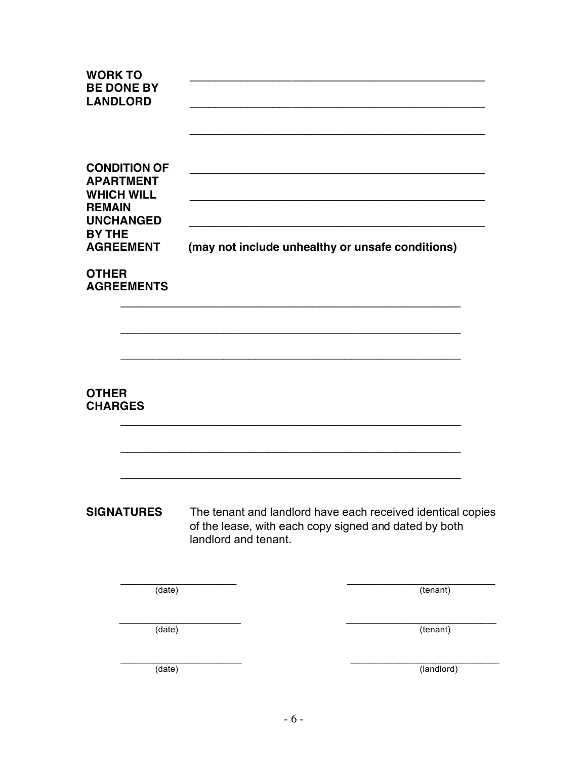**WORK TO BE DONE BY LANDLORD**

\_\_\_\_\_\_\_\_\_\_\_\_\_\_\_\_\_\_\_\_\_\_\_\_\_\_\_\_\_\_\_\_\_\_\_\_\_\_\_\_\_\_\_\_\_\_\_\_

\_\_\_\_\_\_\_\_\_\_\_\_\_\_\_\_\_\_\_\_\_\_\_\_\_\_\_\_\_\_\_\_\_\_\_\_\_\_\_\_\_\_\_\_\_\_\_\_

\_\_\_\_\_\_\_\_\_\_\_\_\_\_\_\_\_\_\_\_\_\_\_\_\_\_\_\_\_\_\_\_\_\_\_\_\_\_\_\_\_\_\_\_\_\_\_\_

**CONDITION OF APARTMENT WHICH WILL REMAIN UNCHANGED BY THE AGREEMENT**

\_\_\_\_\_\_\_\_\_\_\_\_\_\_\_\_\_\_\_\_\_\_\_\_\_\_\_\_\_\_\_\_\_\_\_\_\_\_\_\_\_\_\_\_\_\_\_\_

\_\_\_\_\_\_\_\_\_\_\_\_\_\_\_\_\_\_\_\_\_\_\_\_\_\_\_\_\_\_\_\_\_\_\_\_\_\_\_\_\_\_\_\_\_\_\_\_

\_\_\_\_\_\_\_\_\_\_\_\_\_\_\_\_\_\_\_\_\_\_\_\_\_\_\_\_\_\_\_\_\_\_\_\_\_\_\_\_\_\_\_\_\_\_\_\_

**(may not include unhealthy or unsafe conditions)**

**OTHER AGREEMENTS**

\_\_\_\_\_\_\_\_\_\_\_\_\_\_\_\_\_\_\_\_\_\_\_\_\_\_\_\_\_\_\_\_\_\_\_\_\_\_\_\_\_\_\_\_\_\_\_\_\_\_\_\_\_\_

\_\_\_\_\_\_\_\_\_\_\_\_\_\_\_\_\_\_\_\_\_\_\_\_\_\_\_\_\_\_\_\_\_\_\_\_\_\_\_\_\_\_\_\_\_\_\_\_\_\_\_\_\_\_

\_\_\_\_\_\_\_\_\_\_\_\_\_\_\_\_\_\_\_\_\_\_\_\_\_\_\_\_\_\_\_\_\_\_\_\_\_\_\_\_\_\_\_\_\_\_\_\_\_\_\_\_\_\_

**OTHER CHARGES**

\_\_\_\_\_\_\_\_\_\_\_\_\_\_\_\_\_\_\_\_\_\_\_\_\_\_\_\_\_\_\_\_\_\_\_\_\_\_\_\_\_\_\_\_\_\_\_\_\_\_\_\_\_\_

\_\_\_\_\_\_\_\_\_\_\_\_\_\_\_\_\_\_\_\_\_\_\_\_\_\_\_\_\_\_\_\_\_\_\_\_\_\_\_\_\_\_\_\_\_\_\_\_\_\_\_\_\_\_

\_\_\_\_\_\_\_\_\_\_\_\_\_\_\_\_\_\_\_\_\_\_\_\_\_\_\_\_\_\_\_\_\_\_\_\_\_\_\_\_\_\_\_\_\_\_\_\_\_\_\_\_\_\_

**SIGNATURES** The tenant and landlord have each received identical copies of the lease, with each copy signed and dated by both landlord and tenant.

| | |
|---|---|
| \_\_\_\_\_\_\_\_\_\_\_\_\_\_\_\_\_\_\_\_ (date) | \_\_\_\_\_\_\_\_\_\_\_\_\_\_\_\_\_\_\_\_\_\_\_\_ (tenant) |
| \_\_\_\_\_\_\_\_\_\_\_\_\_\_\_\_\_\_\_\_ (date) | \_\_\_\_\_\_\_\_\_\_\_\_\_\_\_\_\_\_\_\_\_\_\_\_ (tenant) |
| \_\_\_\_\_\_\_\_\_\_\_\_\_\_\_\_\_\_\_\_ (date) | \_\_\_\_\_\_\_\_\_\_\_\_\_\_\_\_\_\_\_\_\_\_\_\_ (landlord) |